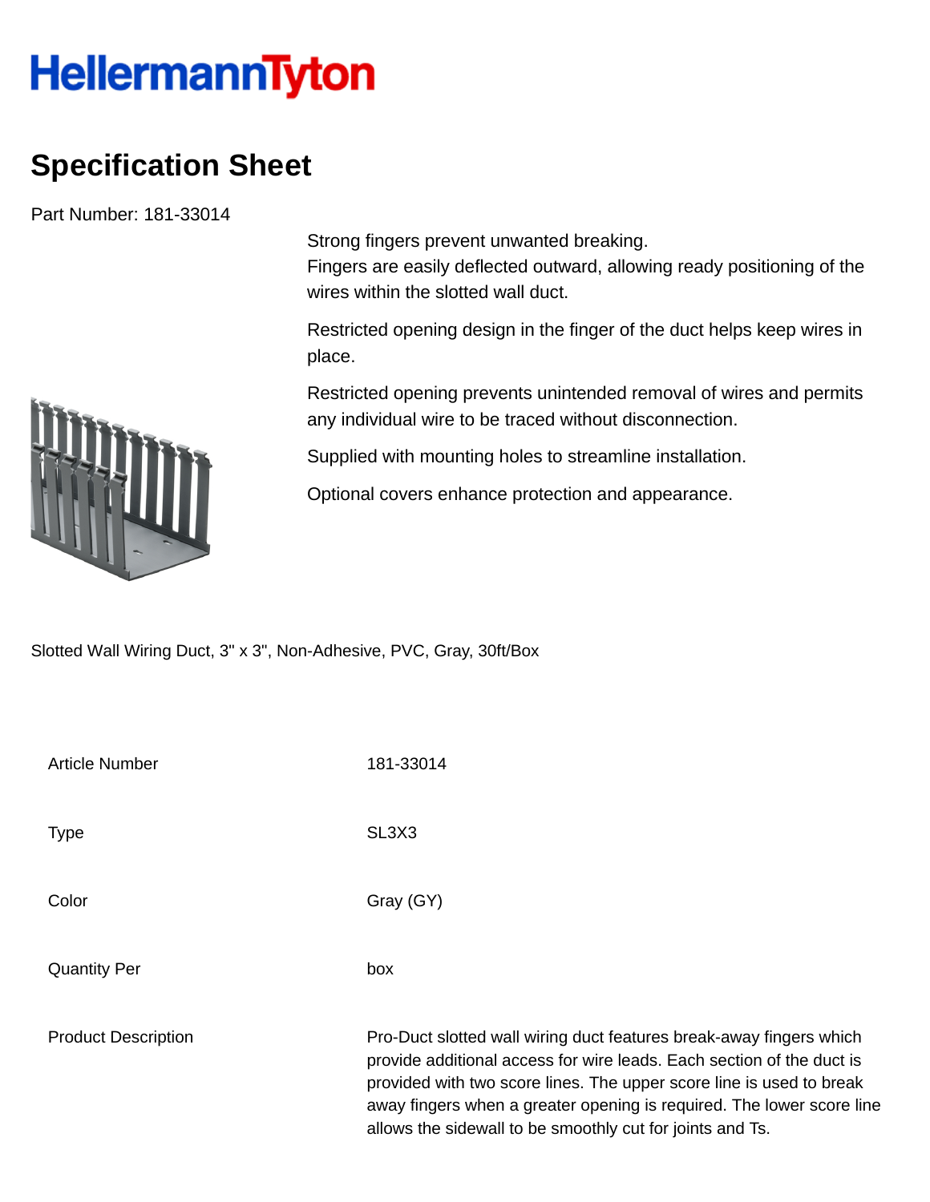# HellermannTyton

## Specification Sheet

Part Number: 181-33014

Strong fingers prevent unwanted breaking.
Fingers are easily deflected outward, allowing ready positioning of the wires within the slotted wall duct.

Restricted opening design in the finger of the duct helps keep wires in place.

Restricted opening prevents unintended removal of wires and permits any individual wire to be traced without disconnection.

Supplied with mounting holes to streamline installation.

Optional covers enhance protection and appearance.

Slotted Wall Wiring Duct, 3" x 3", Non-Adhesive, PVC, Gray, 30ft/Box

| | |
|---|---|
| Article Number | 181-33014 |
| Type | SL3X3 |
| Color | Gray (GY) |
| Quantity Per | box |
| Product Description | Pro-Duct slotted wall wiring duct features break-away fingers which provide additional access for wire leads. Each section of the duct is provided with two score lines. The upper score line is used to break away fingers when a greater opening is required. The lower score line allows the sidewall to be smoothly cut for joints and Ts. |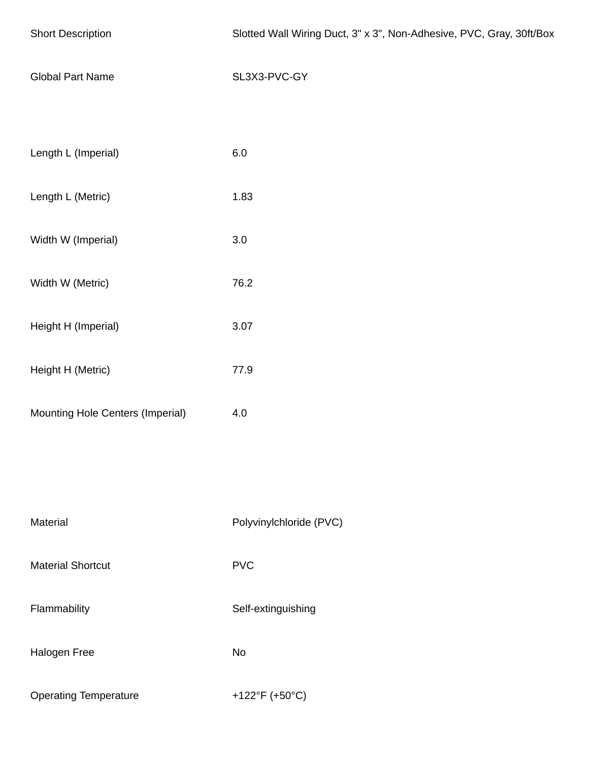| | |
|---|---|
| Short Description | Slotted Wall Wiring Duct, 3" x 3", Non-Adhesive, PVC, Gray, 30ft/Box |
| Global Part Name | SL3X3-PVC-GY |

| | |
|---|---|
| Length L (Imperial) | 6.0 |
| Length L (Metric) | 1.83 |
| Width W (Imperial) | 3.0 |
| Width W (Metric) | 76.2 |
| Height H (Imperial) | 3.07 |
| Height H (Metric) | 77.9 |
| Mounting Hole Centers (Imperial) | 4.0 |

| | |
|---|---|
| Material | Polyvinylchloride (PVC) |
| Material Shortcut | PVC |
| Flammability | Self-extinguishing |
| Halogen Free | No |
| Operating Temperature | +122°F (+50°C) |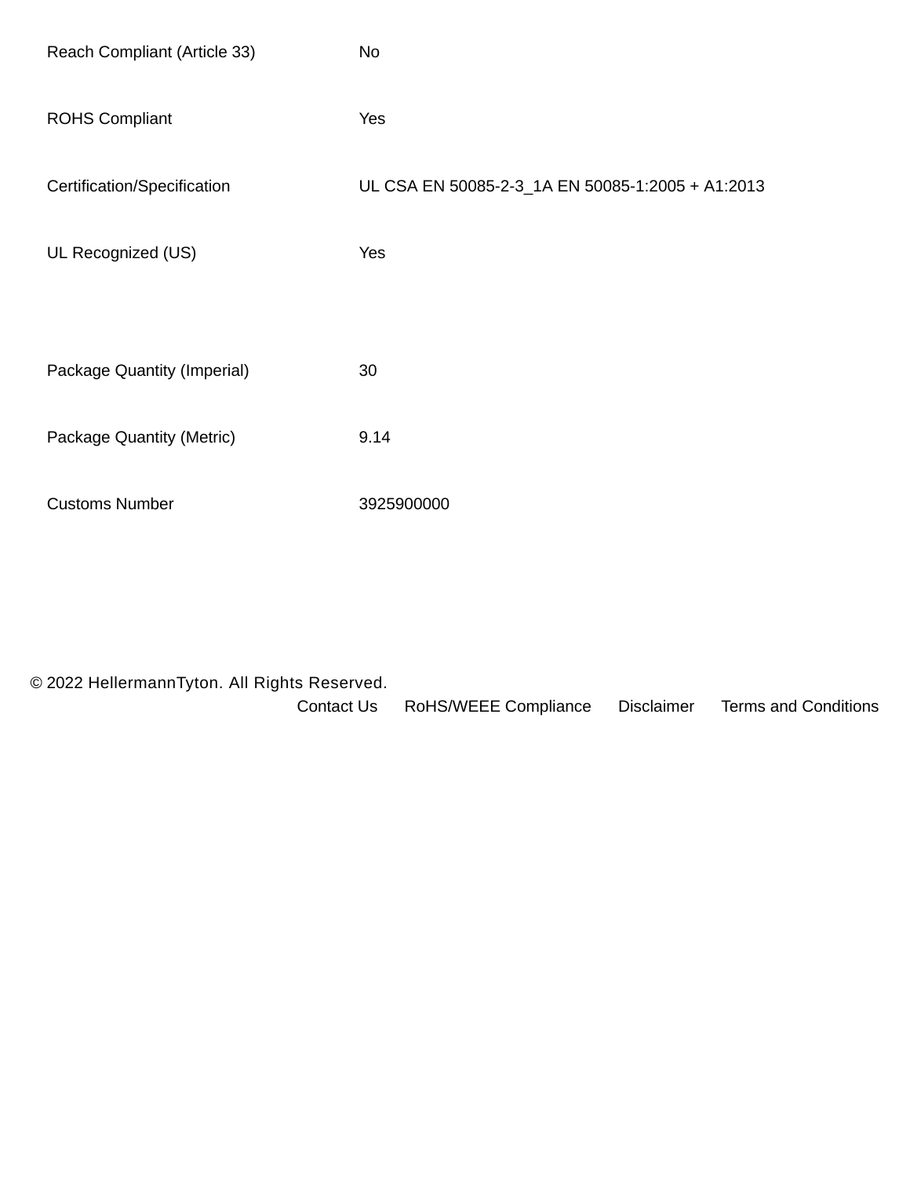| | |
|---|---|
| Reach Compliant (Article 33) | No |
| ROHS Compliant | Yes |
| Certification/Specification | UL CSA EN 50085-2-3_1A EN 50085-1:2005 + A1:2013 |
| UL Recognized (US) | Yes |

| | |
|---|---|
| Package Quantity (Imperial) | 30 |
| Package Quantity (Metric) | 9.14 |
| Customs Number | 3925900000 |

© 2022 HellermannTyton. All Rights Reserved.

Contact Us RoHS/WEEE Compliance Disclaimer Terms and Conditions